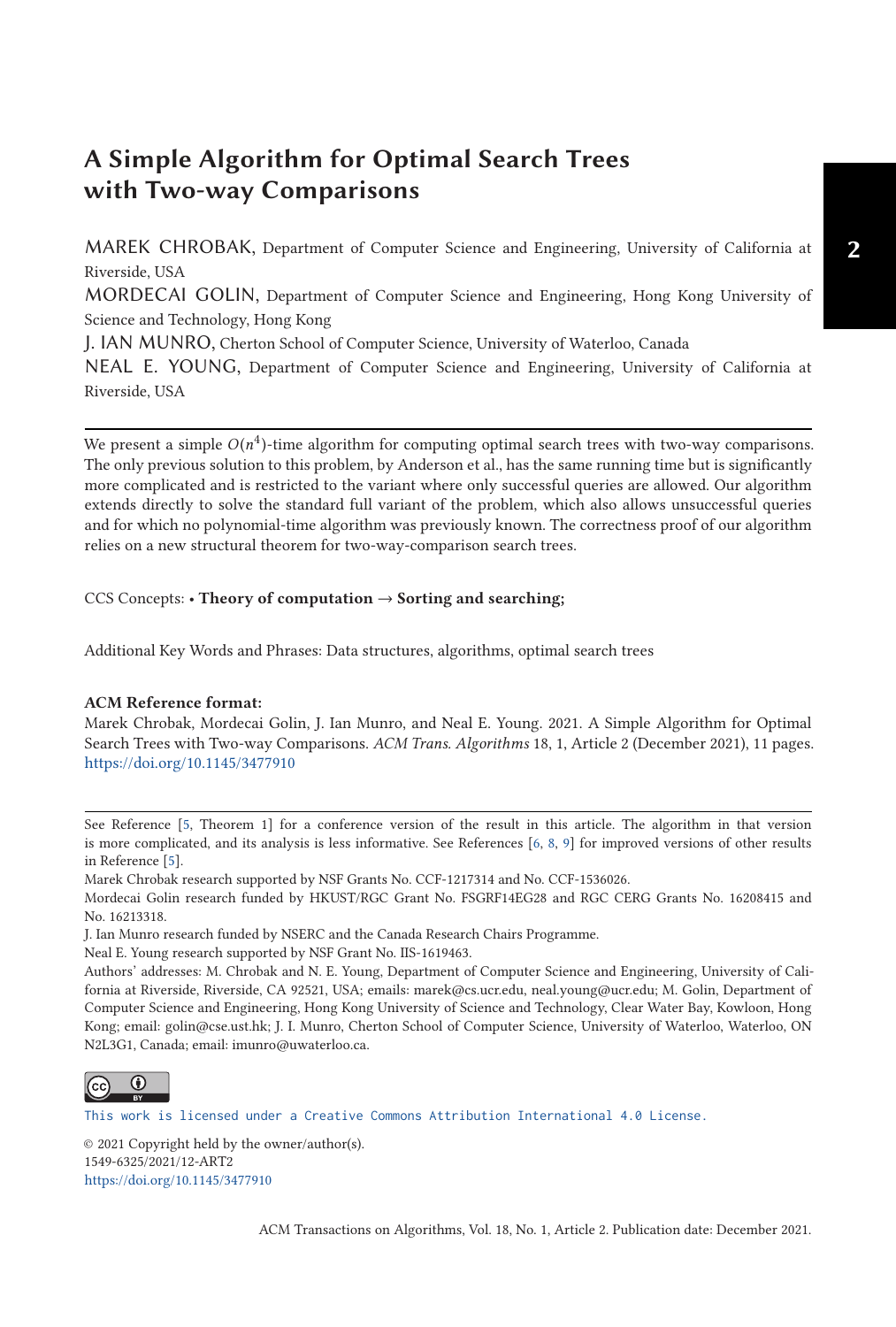# A Simple Algorithm for Optimal Search Trees with Two-way Comparisons

MAREK CHROBAK, Department of Computer Science and Engineering, University of California at Riverside, USA

MORDECAI GOLIN, Department of Computer Science and Engineering, Hong Kong University of Science and Technology, Hong Kong

J. IAN MUNRO, Cherton School of Computer Science, University of Waterloo, Canada

NEAL E. YOUNG, Department of Computer Science and Engineering, University of California at Riverside, USA

We present a simple $O(n^4)$-time algorithm for computing optimal search trees with two-way comparisons. The only previous solution to this problem, by Anderson et al., has the same running time but is significantly more complicated and is restricted to the variant where only successful queries are allowed. Our algorithm extends directly to solve the standard full variant of the problem, which also allows unsuccessful queries and for which no polynomial-time algorithm was previously known. The correctness proof of our algorithm relies on a new structural theorem for two-way-comparison search trees.

CCS Concepts: • **Theory of computation → Sorting and searching;**

Additional Key Words and Phrases: Data structures, algorithms, optimal search trees

**ACM Reference format:**

Marek Chrobak, Mordecai Golin, J. Ian Munro, and Neal E. Young. 2021. A Simple Algorithm for Optimal Search Trees with Two-way Comparisons. *ACM Trans. Algorithms* 18, 1, Article 2 (December 2021), 11 pages. https://doi.org/10.1145/3477910

---

See Reference [5, Theorem 1] for a conference version of the result in this article. The algorithm in that version is more complicated, and its analysis is less informative. See References [6, 8, 9] for improved versions of other results in Reference [5].

Marek Chrobak research supported by NSF Grants No. CCF-1217314 and No. CCF-1536026.

Mordecai Golin research funded by HKUST/RGC Grant No. FSGRF14EG28 and RGC CERG Grants No. 16208415 and No. 16213318.

J. Ian Munro research funded by NSERC and the Canada Research Chairs Programme.

Neal E. Young research supported by NSF Grant No. IIS-1619463.

Authors' addresses: M. Chrobak and N. E. Young, Department of Computer Science and Engineering, University of California at Riverside, Riverside, CA 92521, USA; emails: marek@cs.ucr.edu, neal.young@ucr.edu; M. Golin, Department of Computer Science and Engineering, Hong Kong University of Science and Technology, Clear Water Bay, Kowloon, Hong Kong; email: golin@cse.ust.hk; J. I. Munro, Cherton School of Computer Science, University of Waterloo, Waterloo, ON N2L3G1, Canada; email: imunro@uwaterloo.ca.

This work is licensed under a Creative Commons Attribution International 4.0 License.

© 2021 Copyright held by the owner/author(s).
1549-6325/2021/12-ART2
https://doi.org/10.1145/3477910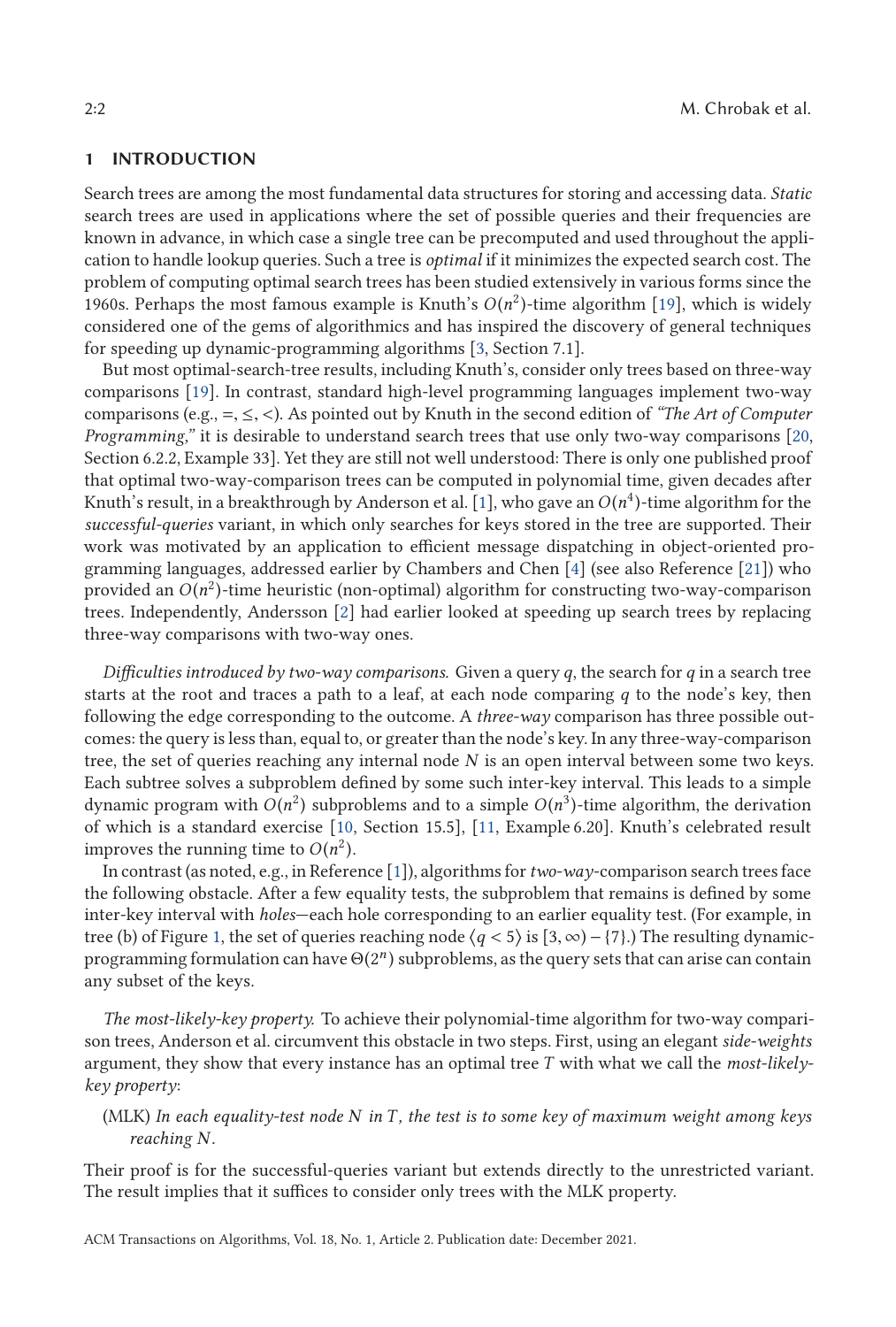## 1 INTRODUCTION

Search trees are among the most fundamental data structures for storing and accessing data. *Static* search trees are used in applications where the set of possible queries and their frequencies are known in advance, in which case a single tree can be precomputed and used throughout the application to handle lookup queries. Such a tree is *optimal* if it minimizes the expected search cost. The problem of computing optimal search trees has been studied extensively in various forms since the 1960s. Perhaps the most famous example is Knuth's $O(n^2)$-time algorithm [19], which is widely considered one of the gems of algorithmics and has inspired the discovery of general techniques for speeding up dynamic-programming algorithms [3, Section 7.1].

But most optimal-search-tree results, including Knuth's, consider only trees based on three-way comparisons [19]. In contrast, standard high-level programming languages implement two-way comparisons (e.g., $=, \leq, <$). As pointed out by Knuth in the second edition of *"The Art of Computer Programming,"* it is desirable to understand search trees that use only two-way comparisons [20, Section 6.2.2, Example 33]. Yet they are still not well understood: There is only one published proof that optimal two-way-comparison trees can be computed in polynomial time, given decades after Knuth's result, in a breakthrough by Anderson et al. [1], who gave an $O(n^4)$-time algorithm for the *successful-queries* variant, in which only searches for keys stored in the tree are supported. Their work was motivated by an application to efficient message dispatching in object-oriented programming languages, addressed earlier by Chambers and Chen [4] (see also Reference [21]) who provided an $O(n^2)$-time heuristic (non-optimal) algorithm for constructing two-way-comparison trees. Independently, Andersson [2] had earlier looked at speeding up search trees by replacing three-way comparisons with two-way ones.

*Difficulties introduced by two-way comparisons.* Given a query $q$, the search for $q$ in a search tree starts at the root and traces a path to a leaf, at each node comparing $q$ to the node's key, then following the edge corresponding to the outcome. A *three-way* comparison has three possible outcomes: the query is less than, equal to, or greater than the node's key. In any three-way-comparison tree, the set of queries reaching any internal node $N$ is an open interval between some two keys. Each subtree solves a subproblem defined by some such inter-key interval. This leads to a simple dynamic program with $O(n^2)$ subproblems and to a simple $O(n^3)$-time algorithm, the derivation of which is a standard exercise [10, Section 15.5], [11, Example 6.20]. Knuth's celebrated result improves the running time to $O(n^2)$.

In contrast (as noted, e.g., in Reference [1]), algorithms for *two-way*-comparison search trees face the following obstacle. After a few equality tests, the subproblem that remains is defined by some inter-key interval with *holes*—each hole corresponding to an earlier equality test. (For example, in tree (b) of Figure 1, the set of queries reaching node $\langle q < 5 \rangle$ is $[3, \infty) - \{7\}$.) The resulting dynamic-programming formulation can have $\Theta(2^n)$ subproblems, as the query sets that can arise can contain any subset of the keys.

*The most-likely-key property.* To achieve their polynomial-time algorithm for two-way comparison trees, Anderson et al. circumvent this obstacle in two steps. First, using an elegant *side-weights* argument, they show that every instance has an optimal tree $T$ with what we call the *most-likely-key property*:

(MLK) *In each equality-test node $N$ in $T$, the test is to some key of maximum weight among keys reaching $N$.*

Their proof is for the successful-queries variant but extends directly to the unrestricted variant. The result implies that it suffices to consider only trees with the MLK property.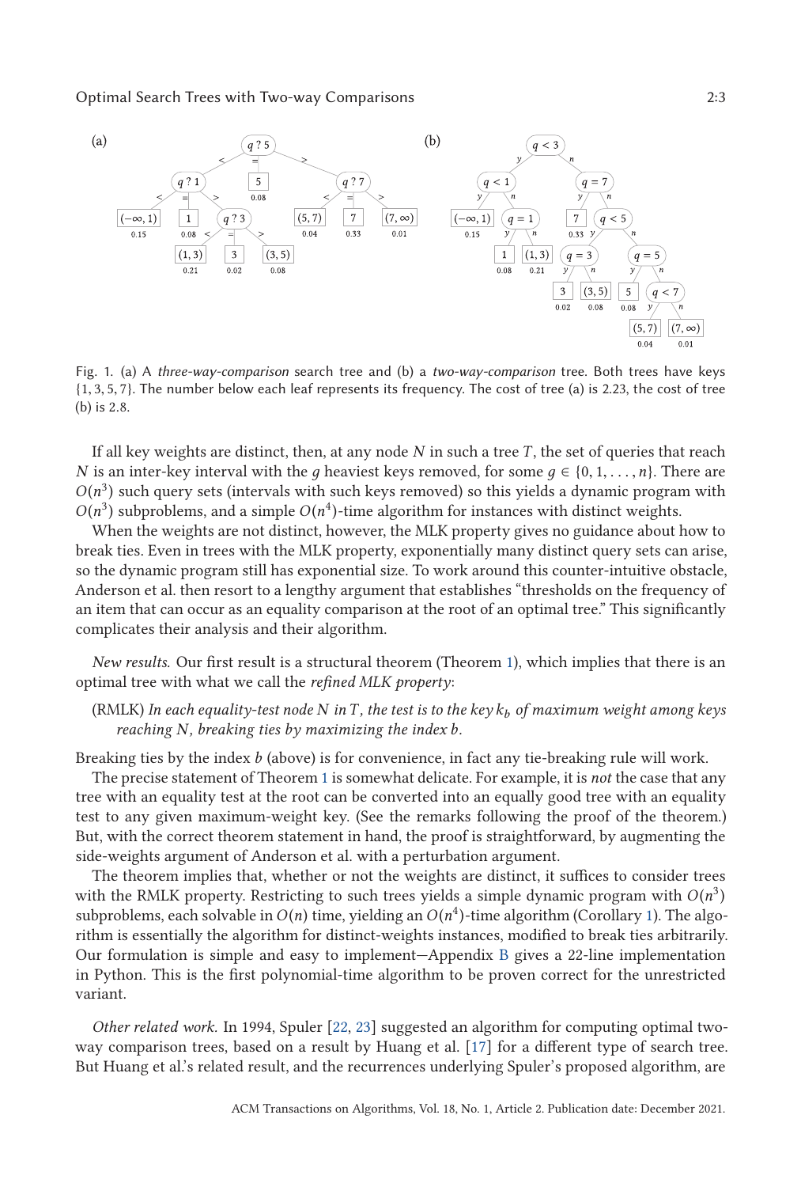Fig. 1. (a) A *three-way-comparison* search tree and (b) a *two-way-comparison* tree. Both trees have keys $\{1, 3, 5, 7\}$. The number below each leaf represents its frequency. The cost of tree (a) is 2.23, the cost of tree (b) is 2.8.

If all key weights are distinct, then, at any node $N$ in such a tree $T$, the set of queries that reach $N$ is an inter-key interval with the $g$ heaviest keys removed, for some $g \in \{0, 1, \ldots, n\}$. There are $O(n^3)$ such query sets (intervals with such keys removed) so this yields a dynamic program with $O(n^3)$ subproblems, and a simple $O(n^4)$-time algorithm for instances with distinct weights.

When the weights are not distinct, however, the MLK property gives no guidance about how to break ties. Even in trees with the MLK property, exponentially many distinct query sets can arise, so the dynamic program still has exponential size. To work around this counter-intuitive obstacle, Anderson et al. then resort to a lengthy argument that establishes "thresholds on the frequency of an item that can occur as an equality comparison at the root of an optimal tree." This significantly complicates their analysis and their algorithm.

*New results.* Our first result is a structural theorem (Theorem 1), which implies that there is an optimal tree with what we call the *refined MLK property*:

(RMLK) *In each equality-test node $N$ in $T$, the test is to the key $k_b$ of maximum weight among keys reaching $N$, breaking ties by maximizing the index $b$.*

Breaking ties by the index $b$ (above) is for convenience, in fact any tie-breaking rule will work.

The precise statement of Theorem 1 is somewhat delicate. For example, it is *not* the case that any tree with an equality test at the root can be converted into an equally good tree with an equality test to any given maximum-weight key. (See the remarks following the proof of the theorem.) But, with the correct theorem statement in hand, the proof is straightforward, by augmenting the side-weights argument of Anderson et al. with a perturbation argument.

The theorem implies that, whether or not the weights are distinct, it suffices to consider trees with the RMLK property. Restricting to such trees yields a simple dynamic program with $O(n^3)$ subproblems, each solvable in $O(n)$ time, yielding an $O(n^4)$-time algorithm (Corollary 1). The algorithm is essentially the algorithm for distinct-weights instances, modified to break ties arbitrarily. Our formulation is simple and easy to implement—Appendix B gives a 22-line implementation in Python. This is the first polynomial-time algorithm to be proven correct for the unrestricted variant.

*Other related work.* In 1994, Spuler [22, 23] suggested an algorithm for computing optimal two-way comparison trees, based on a result by Huang et al. [17] for a different type of search tree. But Huang et al.'s related result, and the recurrences underlying Spuler's proposed algorithm, are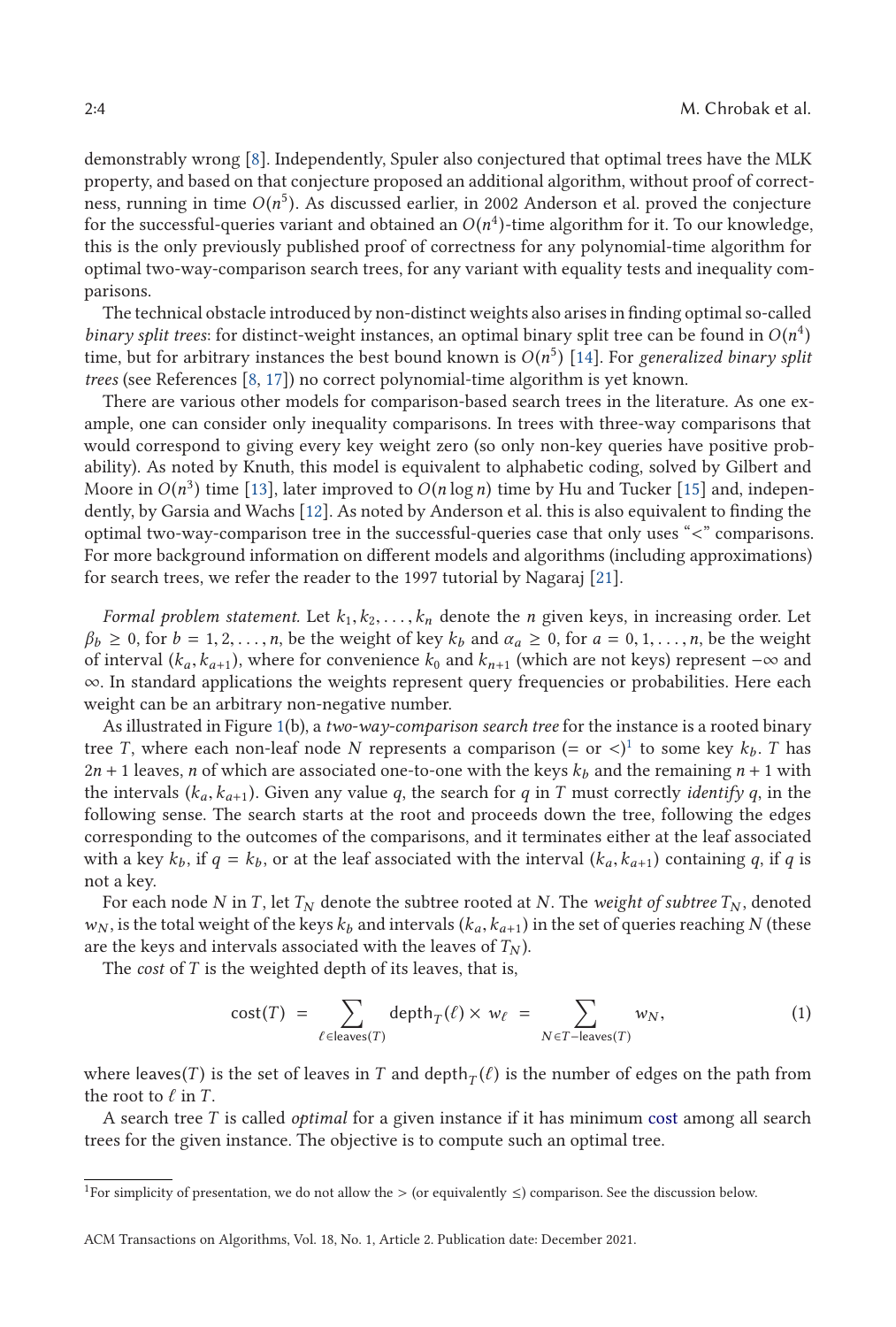demonstrably wrong [8]. Independently, Spuler also conjectured that optimal trees have the MLK property, and based on that conjecture proposed an additional algorithm, without proof of correctness, running in time $O(n^5)$. As discussed earlier, in 2002 Anderson et al. proved the conjecture for the successful-queries variant and obtained an $O(n^4)$-time algorithm for it. To our knowledge, this is the only previously published proof of correctness for any polynomial-time algorithm for optimal two-way-comparison search trees, for any variant with equality tests and inequality comparisons.

The technical obstacle introduced by non-distinct weights also arises in finding optimal so-called *binary split trees*: for distinct-weight instances, an optimal binary split tree can be found in $O(n^4)$ time, but for arbitrary instances the best bound known is $O(n^5)$ [14]. For *generalized binary split trees* (see References [8, 17]) no correct polynomial-time algorithm is yet known.

There are various other models for comparison-based search trees in the literature. As one example, one can consider only inequality comparisons. In trees with three-way comparisons that would correspond to giving every key weight zero (so only non-key queries have positive probability). As noted by Knuth, this model is equivalent to alphabetic coding, solved by Gilbert and Moore in $O(n^3)$ time [13], later improved to $O(n \log n)$ time by Hu and Tucker [15] and, independently, by Garsia and Wachs [12]. As noted by Anderson et al. this is also equivalent to finding the optimal two-way-comparison tree in the successful-queries case that only uses "<" comparisons. For more background information on different models and algorithms (including approximations) for search trees, we refer the reader to the 1997 tutorial by Nagaraj [21].

*Formal problem statement.* Let $k_1, k_2, \ldots, k_n$ denote the $n$ given keys, in increasing order. Let $\beta_b \geq 0$, for $b = 1, 2, \ldots, n$, be the weight of key $k_b$ and $\alpha_a \geq 0$, for $a = 0, 1, \ldots, n$, be the weight of interval $(k_a, k_{a+1})$, where for convenience $k_0$ and $k_{n+1}$ (which are not keys) represent $-\infty$ and $\infty$. In standard applications the weights represent query frequencies or probabilities. Here each weight can be an arbitrary non-negative number.

As illustrated in Figure 1(b), a *two-way-comparison search tree* for the instance is a rooted binary tree $T$, where each non-leaf node $N$ represents a comparison (= or <)[1] to some key $k_b$. $T$ has $2n + 1$ leaves, $n$ of which are associated one-to-one with the keys $k_b$ and the remaining $n + 1$ with the intervals $(k_a, k_{a+1})$. Given any value $q$, the search for $q$ in $T$ must correctly *identify* $q$, in the following sense. The search starts at the root and proceeds down the tree, following the edges corresponding to the outcomes of the comparisons, and it terminates either at the leaf associated with a key $k_b$, if $q = k_b$, or at the leaf associated with the interval $(k_a, k_{a+1})$ containing $q$, if $q$ is not a key.

For each node $N$ in $T$, let $T_N$ denote the subtree rooted at $N$. The *weight of subtree* $T_N$, denoted $w_N$, is the total weight of the keys $k_b$ and intervals $(k_a, k_{a+1})$ in the set of queries reaching $N$ (these are the keys and intervals associated with the leaves of $T_N$).

The *cost* of $T$ is the weighted depth of its leaves, that is,

$$\text{cost}(T) \;=\; \sum_{\ell \in \text{leaves}(T)} \text{depth}_T(\ell) \times w_\ell \;=\; \sum_{N \in T - \text{leaves}(T)} w_N, \tag{1}$$

where leaves$(T)$ is the set of leaves in $T$ and depth$_T(\ell)$ is the number of edges on the path from the root to $\ell$ in $T$.

A search tree $T$ is called *optimal* for a given instance if it has minimum cost among all search trees for the given instance. The objective is to compute such an optimal tree.

[1] For simplicity of presentation, we do not allow the > (or equivalently ≤) comparison. See the discussion below.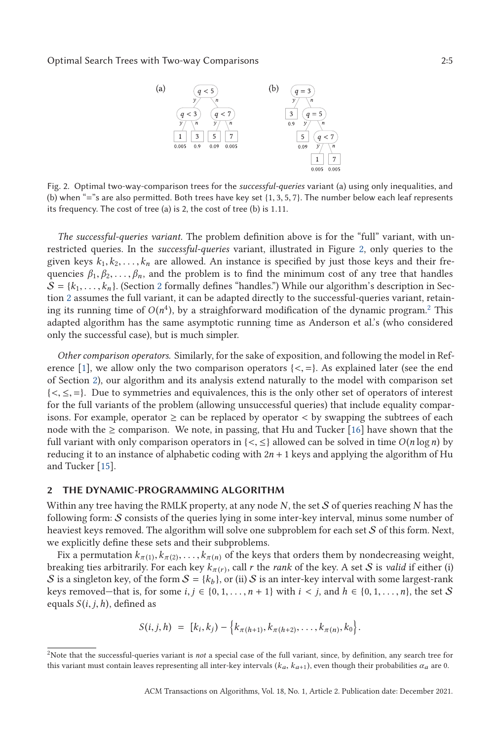Fig. 2. Optimal two-way-comparison trees for the *successful-queries* variant (a) using only inequalities, and (b) when "="s are also permitted. Both trees have key set {1, 3, 5, 7}. The number below each leaf represents its frequency. The cost of tree (a) is 2, the cost of tree (b) is 1.11.

*The successful-queries variant.* The problem definition above is for the "full" variant, with unrestricted queries. In the *successful-queries* variant, illustrated in Figure 2, only queries to the given keys $k_1, k_2, \ldots, k_n$ are allowed. An instance is specified by just those keys and their frequencies $\beta_1, \beta_2, \ldots, \beta_n$, and the problem is to find the minimum cost of any tree that handles $\mathcal{S} = \{k_1, \ldots, k_n\}$. (Section 2 formally defines "handles.") While our algorithm's description in Section 2 assumes the full variant, it can be adapted directly to the successful-queries variant, retaining its running time of $O(n^4)$, by a straighforward modification of the dynamic program.[2] This adapted algorithm has the same asymptotic running time as Anderson et al.'s (who considered only the successful case), but is much simpler.

*Other comparison operators.* Similarly, for the sake of exposition, and following the model in Reference [1], we allow only the two comparison operators $\{<, =\}$. As explained later (see the end of Section 2), our algorithm and its analysis extend naturally to the model with comparison set $\{<, \leq, =\}$. Due to symmetries and equivalences, this is the only other set of operators of interest for the full variants of the problem (allowing unsuccessful queries) that include equality comparisons. For example, operator $\geq$ can be replaced by operator $<$ by swapping the subtrees of each node with the $\geq$ comparison. We note, in passing, that Hu and Tucker [16] have shown that the full variant with only comparison operators in $\{<, \leq\}$ allowed can be solved in time $O(n \log n)$ by reducing it to an instance of alphabetic coding with $2n + 1$ keys and applying the algorithm of Hu and Tucker [15].

## 2 THE DYNAMIC-PROGRAMMING ALGORITHM

Within any tree having the RMLK property, at any node $N$, the set $\mathcal{S}$ of queries reaching $N$ has the following form: $\mathcal{S}$ consists of the queries lying in some inter-key interval, minus some number of heaviest keys removed. The algorithm will solve one subproblem for each set $\mathcal{S}$ of this form. Next, we explicitly define these sets and their subproblems.

Fix a permutation $k_{\pi(1)}, k_{\pi(2)}, \ldots, k_{\pi(n)}$ of the keys that orders them by nondecreasing weight, breaking ties arbitrarily. For each key $k_{\pi(r)}$, call $r$ the *rank* of the key. A set $\mathcal{S}$ is *valid* if either (i) $\mathcal{S}$ is a singleton key, of the form $\mathcal{S} = \{k_b\}$, or (ii) $\mathcal{S}$ is an inter-key interval with some largest-rank keys removed—that is, for some $i, j \in \{0, 1, \ldots, n + 1\}$ with $i < j$, and $h \in \{0, 1, \ldots, n\}$, the set $\mathcal{S}$ equals $S(i, j, h)$, defined as

$$S(i, j, h) \ = \ [k_i, k_j) - \left\{k_{\pi(h+1)}, k_{\pi(h+2)}, \ldots, k_{\pi(n)}, k_0\right\}.$$

[2] Note that the successful-queries variant is *not* a special case of the full variant, since, by definition, any search tree for this variant must contain leaves representing all inter-key intervals $(k_a, k_{a+1})$, even though their probabilities $\alpha_a$ are 0.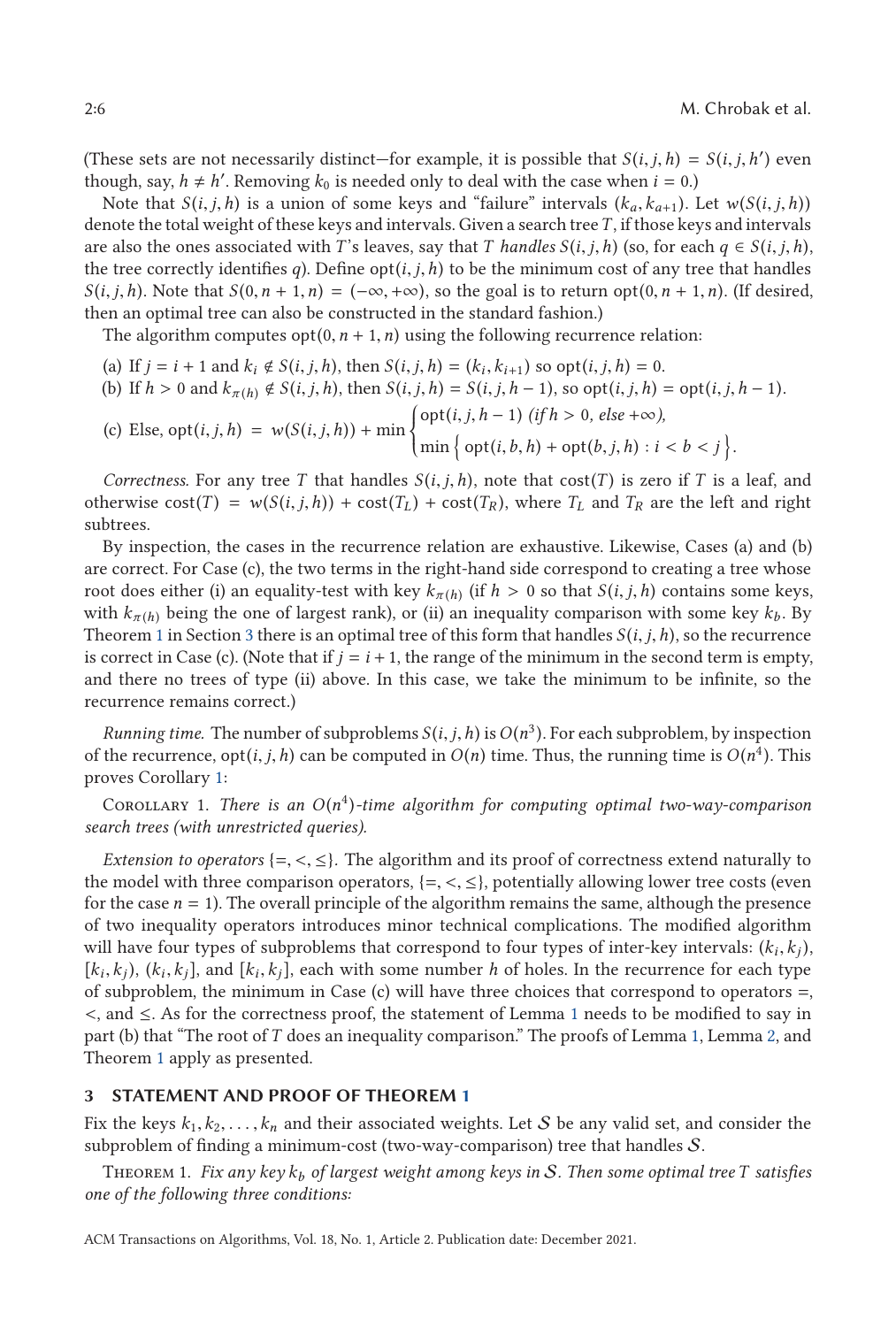(These sets are not necessarily distinct—for example, it is possible that $S(i, j, h) = S(i, j, h')$ even though, say, $h \neq h'$. Removing $k_0$ is needed only to deal with the case when $i = 0$.)

Note that $S(i, j, h)$ is a union of some keys and "failure" intervals $(k_a, k_{a+1})$. Let $w(S(i, j, h))$ denote the total weight of these keys and intervals. Given a search tree $T$, if those keys and intervals are also the ones associated with $T$'s leaves, say that $T$ *handles* $S(i, j, h)$ (so, for each $q \in S(i, j, h)$, the tree correctly identifies $q$). Define $\mathrm{opt}(i, j, h)$ to be the minimum cost of any tree that handles $S(i, j, h)$. Note that $S(0, n+1, n) = (-\infty, +\infty)$, so the goal is to return $\mathrm{opt}(0, n+1, n)$. (If desired, then an optimal tree can also be constructed in the standard fashion.)

The algorithm computes $\mathrm{opt}(0, n+1, n)$ using the following recurrence relation:

(a) If $j = i + 1$ and $k_i \notin S(i, j, h)$, then $S(i, j, h) = (k_i, k_{i+1})$ so $\mathrm{opt}(i, j, h) = 0$.

(b) If $h > 0$ and $k_{\pi(h)} \notin S(i, j, h)$, then $S(i, j, h) = S(i, j, h-1)$, so $\mathrm{opt}(i, j, h) = \mathrm{opt}(i, j, h-1)$.

(c) Else, $$\mathrm{opt}(i, j, h) = w(S(i, j, h)) + \min \begin{cases} \mathrm{opt}(i, j, h-1) \text{ (if } h > 0\text{, else } +\infty\text{)}, \\ \min \left\{ \mathrm{opt}(i, b, h) + \mathrm{opt}(b, j, h) : i < b < j \right\}. \end{cases}$$

*Correctness.* For any tree $T$ that handles $S(i, j, h)$, note that $\mathrm{cost}(T)$ is zero if $T$ is a leaf, and otherwise $\mathrm{cost}(T) = w(S(i, j, h)) + \mathrm{cost}(T_L) + \mathrm{cost}(T_R)$, where $T_L$ and $T_R$ are the left and right subtrees.

By inspection, the cases in the recurrence relation are exhaustive. Likewise, Cases (a) and (b) are correct. For Case (c), the two terms in the right-hand side correspond to creating a tree whose root does either (i) an equality-test with key $k_{\pi(h)}$ (if $h > 0$ so that $S(i, j, h)$ contains some keys, with $k_{\pi(h)}$ being the one of largest rank), or (ii) an inequality comparison with some key $k_b$. By Theorem 1 in Section 3 there is an optimal tree of this form that handles $S(i, j, h)$, so the recurrence is correct in Case (c). (Note that if $j = i + 1$, the range of the minimum in the second term is empty, and there no trees of type (ii) above. In this case, we take the minimum to be infinite, so the recurrence remains correct.)

*Running time.* The number of subproblems $S(i, j, h)$ is $O(n^3)$. For each subproblem, by inspection of the recurrence, $\mathrm{opt}(i, j, h)$ can be computed in $O(n)$ time. Thus, the running time is $O(n^4)$. This proves Corollary 1:

Corollary 1. *There is an $O(n^4)$-time algorithm for computing optimal two-way-comparison search trees (with unrestricted queries).*

*Extension to operators $\{=, <, \leq\}$.* The algorithm and its proof of correctness extend naturally to the model with three comparison operators, $\{=, <, \leq\}$, potentially allowing lower tree costs (even for the case $n = 1$). The overall principle of the algorithm remains the same, although the presence of two inequality operators introduces minor technical complications. The modified algorithm will have four types of subproblems that correspond to four types of inter-key intervals: $(k_i, k_j)$, $[k_i, k_j)$, $(k_i, k_j]$, and $[k_i, k_j]$, each with some number $h$ of holes. In the recurrence for each type of subproblem, the minimum in Case (c) will have three choices that correspond to operators $=$, $<$, and $\leq$. As for the correctness proof, the statement of Lemma 1 needs to be modified to say in part (b) that "The root of $T$ does an inequality comparison." The proofs of Lemma 1, Lemma 2, and Theorem 1 apply as presented.

## 3 STATEMENT AND PROOF OF THEOREM 1

Fix the keys $k_1, k_2, \ldots, k_n$ and their associated weights. Let $\mathcal{S}$ be any valid set, and consider the subproblem of finding a minimum-cost (two-way-comparison) tree that handles $\mathcal{S}$.

Theorem 1. *Fix any key $k_b$ of largest weight among keys in $\mathcal{S}$. Then some optimal tree $T$ satisfies one of the following three conditions:*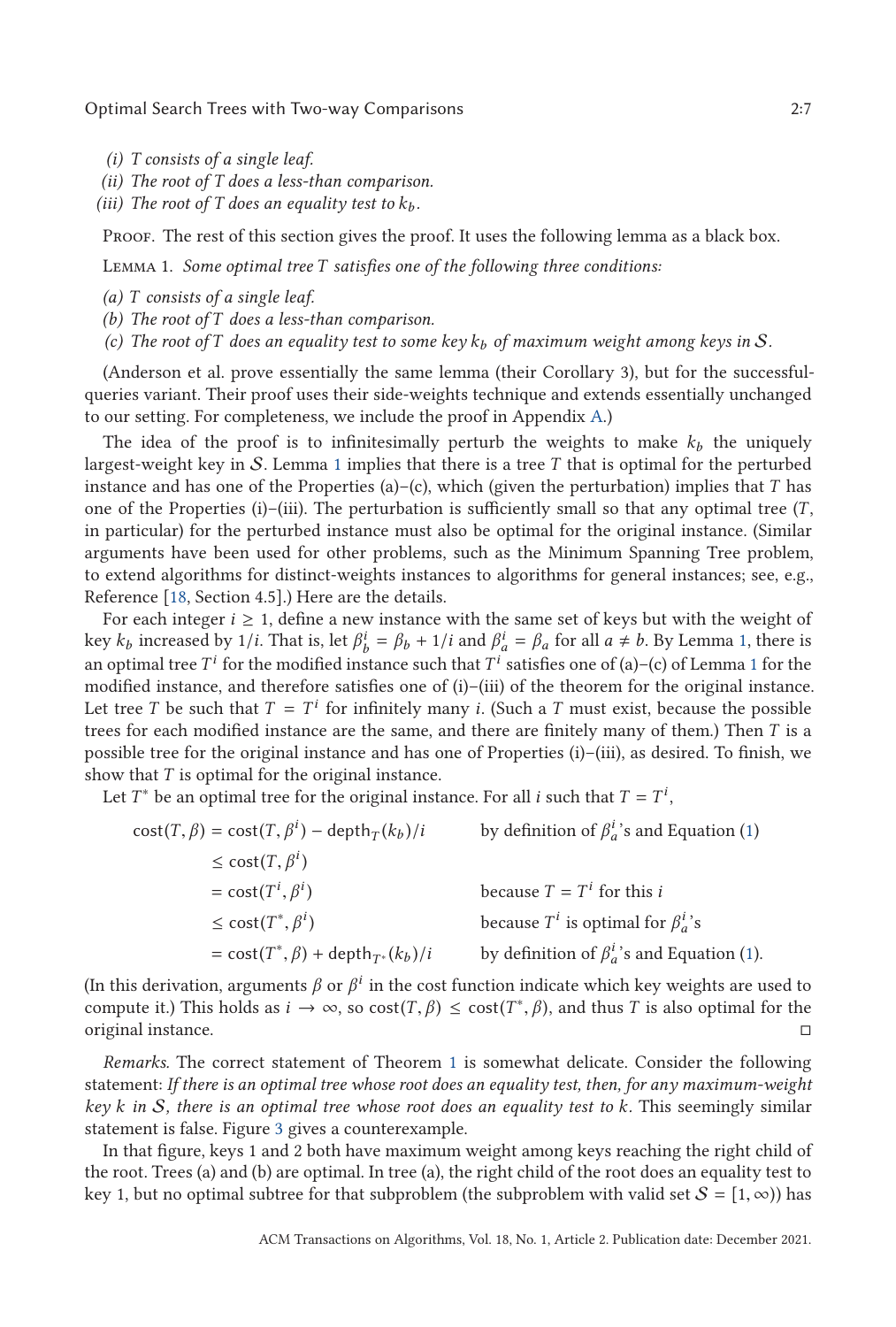*(i) T consists of a single leaf.*

*(ii) The root of T does a less-than comparison.*

*(iii) The root of T does an equality test to $k_b$.*

Proof. The rest of this section gives the proof. It uses the following lemma as a black box.

Lemma 1. *Some optimal tree T satisfies one of the following three conditions:*

*(a) T consists of a single leaf.*

*(b) The root of T does a less-than comparison.*

*(c) The root of T does an equality test to some key $k_b$ of maximum weight among keys in $\mathcal{S}$.*

(Anderson et al. prove essentially the same lemma (their Corollary 3), but for the successful-queries variant. Their proof uses their side-weights technique and extends essentially unchanged to our setting. For completeness, we include the proof in Appendix A.)

The idea of the proof is to infinitesimally perturb the weights to make $k_b$ the uniquely largest-weight key in $\mathcal{S}$. Lemma 1 implies that there is a tree $T$ that is optimal for the perturbed instance and has one of the Properties (a)–(c), which (given the perturbation) implies that $T$ has one of the Properties (i)–(iii). The perturbation is sufficiently small so that any optimal tree ($T$, in particular) for the perturbed instance must also be optimal for the original instance. (Similar arguments have been used for other problems, such as the Minimum Spanning Tree problem, to extend algorithms for distinct-weights instances to algorithms for general instances; see, e.g., Reference [18, Section 4.5].) Here are the details.

For each integer $i \geq 1$, define a new instance with the same set of keys but with the weight of key $k_b$ increased by $1/i$. That is, let $\beta^i_b = \beta_b + 1/i$ and $\beta^i_a = \beta_a$ for all $a \neq b$. By Lemma 1, there is an optimal tree $T^i$ for the modified instance such that $T^i$ satisfies one of (a)–(c) of Lemma 1 for the modified instance, and therefore satisfies one of (i)–(iii) of the theorem for the original instance. Let tree $T$ be such that $T = T^i$ for infinitely many $i$. (Such a $T$ must exist, because the possible trees for each modified instance are the same, and there are finitely many of them.) Then $T$ is a possible tree for the original instance and has one of Properties (i)–(iii), as desired. To finish, we show that $T$ is optimal for the original instance.

Let $T^*$ be an optimal tree for the original instance. For all $i$ such that $T = T^i$,

$$
\begin{aligned}
\text{cost}(T, \beta) &= \text{cost}(T, \beta^i) - \text{depth}_T(k_b)/i && \text{by definition of } \beta^i_a\text{'s and Equation (1)} \\
&\leq \text{cost}(T, \beta^i) \\
&= \text{cost}(T^i, \beta^i) && \text{because } T = T^i \text{ for this } i \\
&\leq \text{cost}(T^*, \beta^i) && \text{because } T^i \text{ is optimal for } \beta^i_a\text{'s} \\
&= \text{cost}(T^*, \beta) + \text{depth}_{T^*}(k_b)/i && \text{by definition of } \beta^i_a\text{'s and Equation (1).}
\end{aligned}
$$

(In this derivation, arguments $\beta$ or $\beta^i$ in the cost function indicate which key weights are used to compute it.) This holds as $i \to \infty$, so $\text{cost}(T, \beta) \leq \text{cost}(T^*, \beta)$, and thus $T$ is also optimal for the original instance. ◻

*Remarks.* The correct statement of Theorem 1 is somewhat delicate. Consider the following statement: *If there is an optimal tree whose root does an equality test, then, for any maximum-weight key k in $\mathcal{S}$, there is an optimal tree whose root does an equality test to k.* This seemingly similar statement is false. Figure 3 gives a counterexample.

In that figure, keys 1 and 2 both have maximum weight among keys reaching the right child of the root. Trees (a) and (b) are optimal. In tree (a), the right child of the root does an equality test to key 1, but no optimal subtree for that subproblem (the subproblem with valid set $\mathcal{S} = [1, \infty)$) has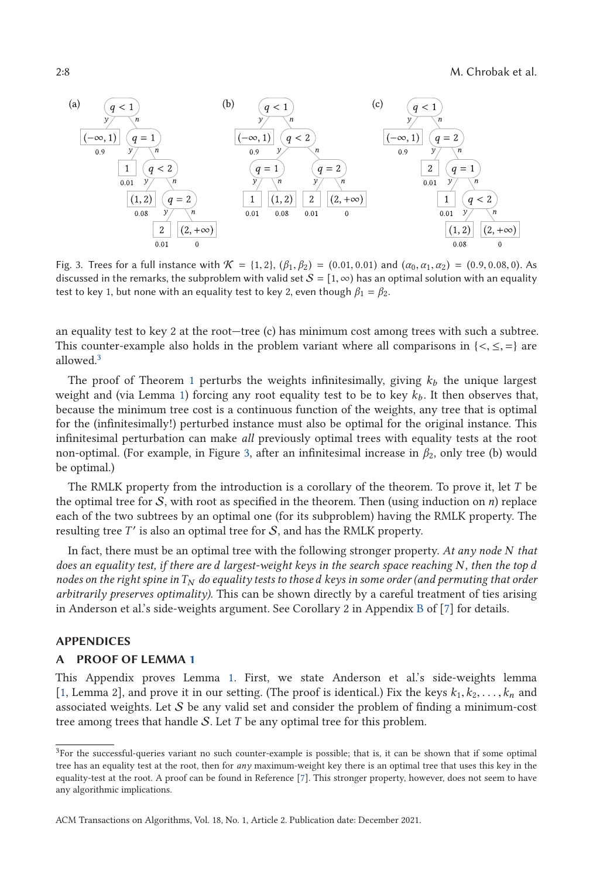Fig. 3. Trees for a full instance with $\mathcal{K} = \{1, 2\}$, $(\beta_1, \beta_2) = (0.01, 0.01)$ and $(\alpha_0, \alpha_1, \alpha_2) = (0.9, 0.08, 0)$. As discussed in the remarks, the subproblem with valid set $\mathcal{S} = [1, \infty)$ has an optimal solution with an equality test to key 1, but none with an equality test to key 2, even though $\beta_1 = \beta_2$.

an equality test to key 2 at the root—tree (c) has minimum cost among trees with such a subtree. This counter-example also holds in the problem variant where all comparisons in $\{<, \leq, =\}$ are allowed.[3]

The proof of Theorem 1 perturbs the weights infinitesimally, giving $k_b$ the unique largest weight and (via Lemma 1) forcing any root equality test to be to key $k_b$. It then observes that, because the minimum tree cost is a continuous function of the weights, any tree that is optimal for the (infinitesimally!) perturbed instance must also be optimal for the original instance. This infinitesimal perturbation can make *all* previously optimal trees with equality tests at the root non-optimal. (For example, in Figure 3, after an infinitesimal increase in $\beta_2$, only tree (b) would be optimal.)

The RMLK property from the introduction is a corollary of the theorem. To prove it, let $T$ be the optimal tree for $\mathcal{S}$, with root as specified in the theorem. Then (using induction on $n$) replace each of the two subtrees by an optimal one (for its subproblem) having the RMLK property. The resulting tree $T'$ is also an optimal tree for $\mathcal{S}$, and has the RMLK property.

In fact, there must be an optimal tree with the following stronger property. *At any node $N$ that does an equality test, if there are $d$ largest-weight keys in the search space reaching $N$, then the top $d$ nodes on the right spine in $T_N$ do equality tests to those $d$ keys in some order (and permuting that order arbitrarily preserves optimality).* This can be shown directly by a careful treatment of ties arising in Anderson et al.'s side-weights argument. See Corollary 2 in Appendix B of [7] for details.

# APPENDICES

## A PROOF OF LEMMA 1

This Appendix proves Lemma 1. First, we state Anderson et al.'s side-weights lemma [1, Lemma 2], and prove it in our setting. (The proof is identical.) Fix the keys $k_1, k_2, \ldots, k_n$ and associated weights. Let $\mathcal{S}$ be any valid set and consider the problem of finding a minimum-cost tree among trees that handle $\mathcal{S}$. Let $T$ be any optimal tree for this problem.

---

[3] For the successful-queries variant no such counter-example is possible; that is, it can be shown that if some optimal tree has an equality test at the root, then for *any* maximum-weight key there is an optimal tree that uses this key in the equality-test at the root. A proof can be found in Reference [7]. This stronger property, however, does not seem to have any algorithmic implications.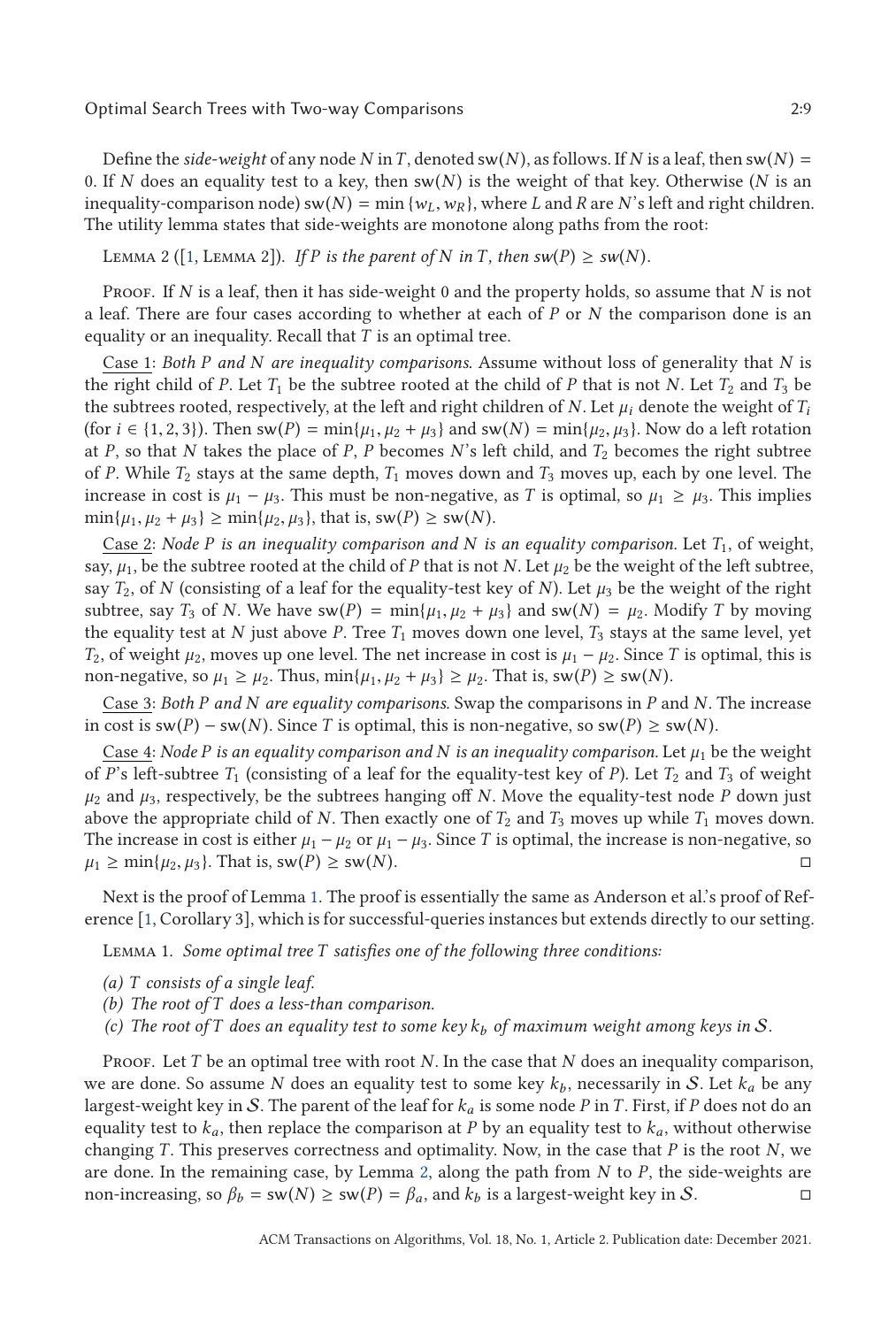Define the *side-weight* of any node $N$ in $T$, denoted $\mathrm{sw}(N)$, as follows. If $N$ is a leaf, then $\mathrm{sw}(N) = 0$. If $N$ does an equality test to a key, then $\mathrm{sw}(N)$ is the weight of that key. Otherwise ($N$ is an inequality-comparison node) $\mathrm{sw}(N) = \min\{w_L, w_R\}$, where $L$ and $R$ are $N$'s left and right children. The utility lemma states that side-weights are monotone along paths from the root:

Lemma 2 ([1, Lemma 2]). *If $P$ is the parent of $N$ in $T$, then $sw(P) \geq sw(N)$.*

Proof. If $N$ is a leaf, then it has side-weight 0 and the property holds, so assume that $N$ is not a leaf. There are four cases according to whether at each of $P$ or $N$ the comparison done is an equality or an inequality. Recall that $T$ is an optimal tree.

Case 1: *Both $P$ and $N$ are inequality comparisons.* Assume without loss of generality that $N$ is the right child of $P$. Let $T_1$ be the subtree rooted at the child of $P$ that is not $N$. Let $T_2$ and $T_3$ be the subtrees rooted, respectively, at the left and right children of $N$. Let $\mu_i$ denote the weight of $T_i$ (for $i \in \{1, 2, 3\}$). Then $\mathrm{sw}(P) = \min\{\mu_1, \mu_2 + \mu_3\}$ and $\mathrm{sw}(N) = \min\{\mu_2, \mu_3\}$. Now do a left rotation at $P$, so that $N$ takes the place of $P$, $P$ becomes $N$'s left child, and $T_2$ becomes the right subtree of $P$. While $T_2$ stays at the same depth, $T_1$ moves down and $T_3$ moves up, each by one level. The increase in cost is $\mu_1 - \mu_3$. This must be non-negative, as $T$ is optimal, so $\mu_1 \geq \mu_3$. This implies $\min\{\mu_1, \mu_2 + \mu_3\} \geq \min\{\mu_2, \mu_3\}$, that is, $\mathrm{sw}(P) \geq \mathrm{sw}(N)$.

Case 2: *Node $P$ is an inequality comparison and $N$ is an equality comparison.* Let $T_1$, of weight, say, $\mu_1$, be the subtree rooted at the child of $P$ that is not $N$. Let $\mu_2$ be the weight of the left subtree, say $T_2$, of $N$ (consisting of a leaf for the equality-test key of $N$). Let $\mu_3$ be the weight of the right subtree, say $T_3$ of $N$. We have $\mathrm{sw}(P) = \min\{\mu_1, \mu_2 + \mu_3\}$ and $\mathrm{sw}(N) = \mu_2$. Modify $T$ by moving the equality test at $N$ just above $P$. Tree $T_1$ moves down one level, $T_3$ stays at the same level, yet $T_2$, of weight $\mu_2$, moves up one level. The net increase in cost is $\mu_1 - \mu_2$. Since $T$ is optimal, this is non-negative, so $\mu_1 \geq \mu_2$. Thus, $\min\{\mu_1, \mu_2 + \mu_3\} \geq \mu_2$. That is, $\mathrm{sw}(P) \geq \mathrm{sw}(N)$.

Case 3: *Both $P$ and $N$ are equality comparisons.* Swap the comparisons in $P$ and $N$. The increase in cost is $\mathrm{sw}(P) - \mathrm{sw}(N)$. Since $T$ is optimal, this is non-negative, so $\mathrm{sw}(P) \geq \mathrm{sw}(N)$.

Case 4: *Node $P$ is an equality comparison and $N$ is an inequality comparison.* Let $\mu_1$ be the weight of $P$'s left-subtree $T_1$ (consisting of a leaf for the equality-test key of $P$). Let $T_2$ and $T_3$ of weight $\mu_2$ and $\mu_3$, respectively, be the subtrees hanging off $N$. Move the equality-test node $P$ down just above the appropriate child of $N$. Then exactly one of $T_2$ and $T_3$ moves up while $T_1$ moves down. The increase in cost is either $\mu_1 - \mu_2$ or $\mu_1 - \mu_3$. Since $T$ is optimal, the increase is non-negative, so $\mu_1 \geq \min\{\mu_2, \mu_3\}$. That is, $\mathrm{sw}(P) \geq \mathrm{sw}(N)$. □

Next is the proof of Lemma 1. The proof is essentially the same as Anderson et al.'s proof of Reference [1, Corollary 3], which is for successful-queries instances but extends directly to our setting.

Lemma 1. *Some optimal tree $T$ satisfies one of the following three conditions:*

*(a) $T$ consists of a single leaf.*
*(b) The root of $T$ does a less-than comparison.*
*(c) The root of $T$ does an equality test to some key $k_b$ of maximum weight among keys in $\mathcal{S}$.*

Proof. Let $T$ be an optimal tree with root $N$. In the case that $N$ does an inequality comparison, we are done. So assume $N$ does an equality test to some key $k_b$, necessarily in $\mathcal{S}$. Let $k_a$ be any largest-weight key in $\mathcal{S}$. The parent of the leaf for $k_a$ is some node $P$ in $T$. First, if $P$ does not do an equality test to $k_a$, then replace the comparison at $P$ by an equality test to $k_a$, without otherwise changing $T$. This preserves correctness and optimality. Now, in the case that $P$ is the root $N$, we are done. In the remaining case, by Lemma 2, along the path from $N$ to $P$, the side-weights are non-increasing, so $\beta_b = \mathrm{sw}(N) \geq \mathrm{sw}(P) = \beta_a$, and $k_b$ is a largest-weight key in $\mathcal{S}$. □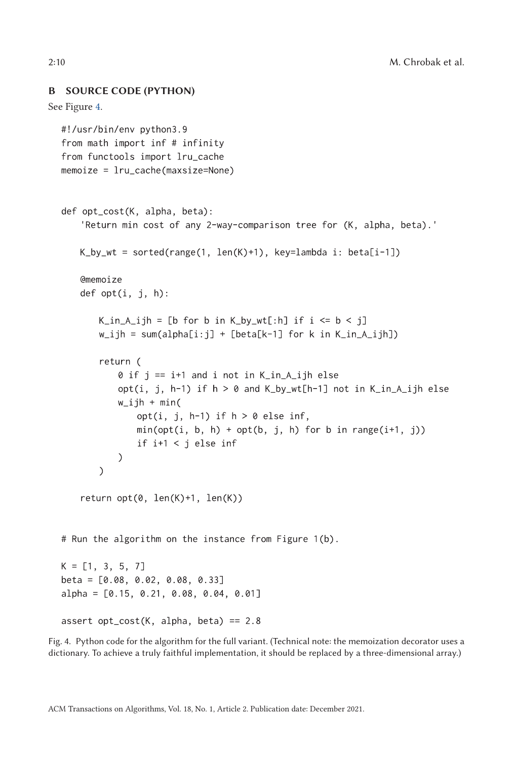## B SOURCE CODE (PYTHON)

See Figure 4.

```python
#!/usr/bin/env python3.9
from math import inf # infinity
from functools import lru_cache
memoize = lru_cache(maxsize=None)


def opt_cost(K, alpha, beta):
    'Return min cost of any 2-way-comparison tree for (K, alpha, beta).'

    K_by_wt = sorted(range(1, len(K)+1), key=lambda i: beta[i-1])

    @memoize
    def opt(i, j, h):

        K_in_A_ijh = [b for b in K_by_wt[:h] if i <= b < j]
        w_ijh = sum(alpha[i:j] + [beta[k-1] for k in K_in_A_ijh])

        return (
            0 if j == i+1 and i not in K_in_A_ijh else
            opt(i, j, h-1) if h > 0 and K_by_wt[h-1] not in K_in_A_ijh else
            w_ijh + min(
                opt(i, j, h-1) if h > 0 else inf,
                min(opt(i, b, h) + opt(b, j, h) for b in range(i+1, j))
                if i+1 < j else inf
            )
        )

    return opt(0, len(K)+1, len(K))


# Run the algorithm on the instance from Figure 1(b).

K = [1, 3, 5, 7]
beta = [0.08, 0.02, 0.08, 0.33]
alpha = [0.15, 0.21, 0.08, 0.04, 0.01]

assert opt_cost(K, alpha, beta) == 2.8
```

Fig. 4. Python code for the algorithm for the full variant. (Technical note: the memoization decorator uses a dictionary. To achieve a truly faithful implementation, it should be replaced by a three-dimensional array.)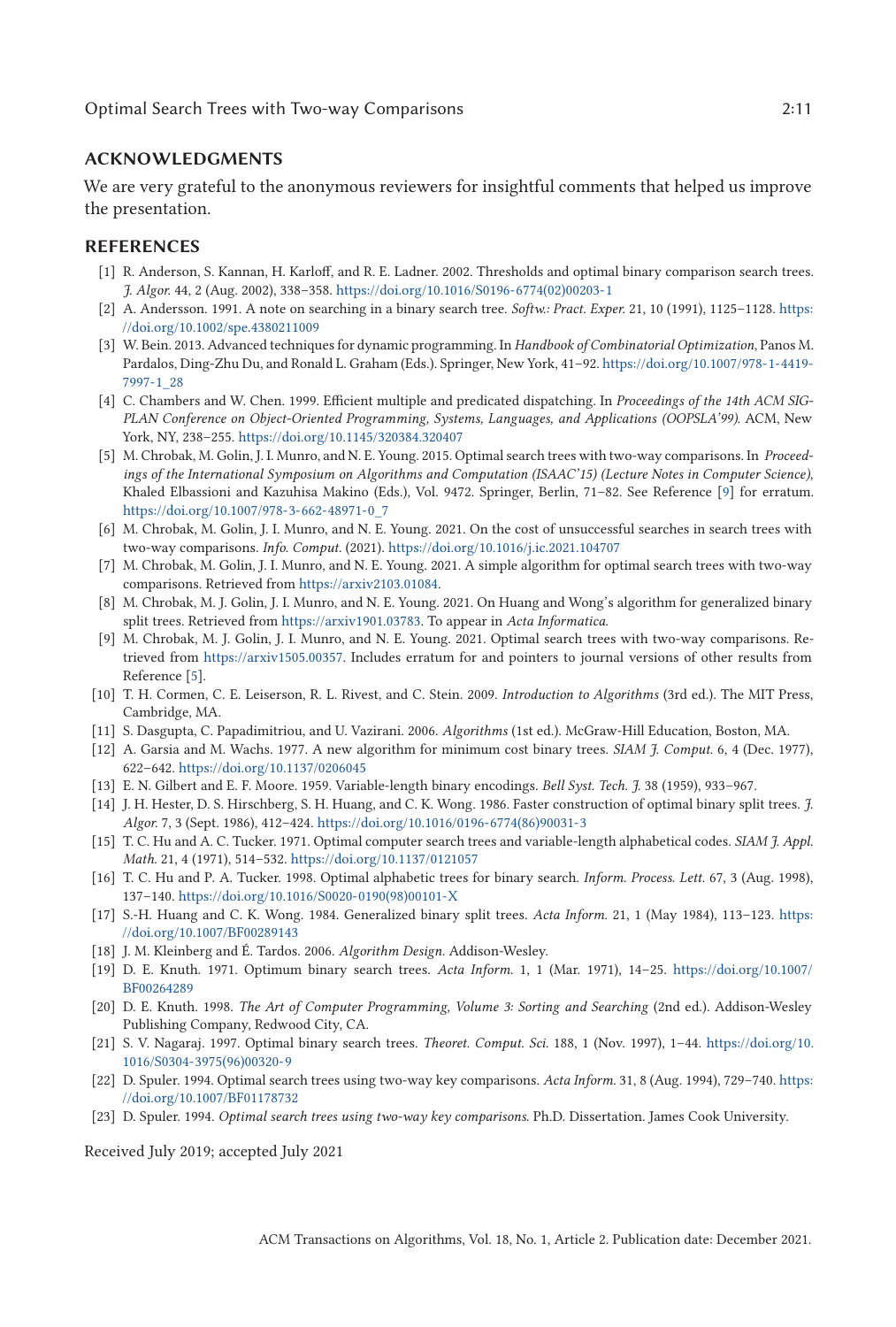## ACKNOWLEDGMENTS

We are very grateful to the anonymous reviewers for insightful comments that helped us improve the presentation.

## REFERENCES

[1] R. Anderson, S. Kannan, H. Karloff, and R. E. Ladner. 2002. Thresholds and optimal binary comparison search trees. *J. Algor.* 44, 2 (Aug. 2002), 338–358. https://doi.org/10.1016/S0196-6774(02)00203-1

[2] A. Andersson. 1991. A note on searching in a binary search tree. *Softw.: Pract. Exper.* 21, 10 (1991), 1125–1128. https://doi.org/10.1002/spe.4380211009

[3] W. Bein. 2013. Advanced techniques for dynamic programming. In *Handbook of Combinatorial Optimization*, Panos M. Pardalos, Ding-Zhu Du, and Ronald L. Graham (Eds.). Springer, New York, 41–92. https://doi.org/10.1007/978-1-4419-7997-1_28

[4] C. Chambers and W. Chen. 1999. Efficient multiple and predicated dispatching. In *Proceedings of the 14th ACM SIGPLAN Conference on Object-Oriented Programming, Systems, Languages, and Applications (OOPSLA'99)*. ACM, New York, NY, 238–255. https://doi.org/10.1145/320384.320407

[5] M. Chrobak, M. Golin, J. I. Munro, and N. E. Young. 2015. Optimal search trees with two-way comparisons. In *Proceedings of the International Symposium on Algorithms and Computation (ISAAC'15) (Lecture Notes in Computer Science)*, Khaled Elbassioni and Kazuhisa Makino (Eds.), Vol. 9472. Springer, Berlin, 71–82. See Reference [9] for erratum. https://doi.org/10.1007/978-3-662-48971-0_7

[6] M. Chrobak, M. Golin, J. I. Munro, and N. E. Young. 2021. On the cost of unsuccessful searches in search trees with two-way comparisons. *Info. Comput.* (2021). https://doi.org/10.1016/j.ic.2021.104707

[7] M. Chrobak, M. Golin, J. I. Munro, and N. E. Young. 2021. A simple algorithm for optimal search trees with two-way comparisons. Retrieved from https://arxiv2103.01084.

[8] M. Chrobak, M. J. Golin, J. I. Munro, and N. E. Young. 2021. On Huang and Wong's algorithm for generalized binary split trees. Retrieved from https://arxiv1901.03783. To appear in *Acta Informatica*.

[9] M. Chrobak, M. J. Golin, J. I. Munro, and N. E. Young. 2021. Optimal search trees with two-way comparisons. Retrieved from https://arxiv1505.00357. Includes erratum for and pointers to journal versions of other results from Reference [5].

[10] T. H. Cormen, C. E. Leiserson, R. L. Rivest, and C. Stein. 2009. *Introduction to Algorithms* (3rd ed.). The MIT Press, Cambridge, MA.

[11] S. Dasgupta, C. Papadimitriou, and U. Vazirani. 2006. *Algorithms* (1st ed.). McGraw-Hill Education, Boston, MA.

[12] A. Garsia and M. Wachs. 1977. A new algorithm for minimum cost binary trees. *SIAM J. Comput.* 6, 4 (Dec. 1977), 622–642. https://doi.org/10.1137/0206045

[13] E. N. Gilbert and E. F. Moore. 1959. Variable-length binary encodings. *Bell Syst. Tech. J.* 38 (1959), 933–967.

[14] J. H. Hester, D. S. Hirschberg, S. H. Huang, and C. K. Wong. 1986. Faster construction of optimal binary split trees. *J. Algor.* 7, 3 (Sept. 1986), 412–424. https://doi.org/10.1016/0196-6774(86)90031-3

[15] T. C. Hu and A. C. Tucker. 1971. Optimal computer search trees and variable-length alphabetical codes. *SIAM J. Appl. Math.* 21, 4 (1971), 514–532. https://doi.org/10.1137/0121057

[16] T. C. Hu and P. A. Tucker. 1998. Optimal alphabetic trees for binary search. *Inform. Process. Lett.* 67, 3 (Aug. 1998), 137–140. https://doi.org/10.1016/S0020-0190(98)00101-X

[17] S.-H. Huang and C. K. Wong. 1984. Generalized binary split trees. *Acta Inform.* 21, 1 (May 1984), 113–123. https://doi.org/10.1007/BF00289143

[18] J. M. Kleinberg and É. Tardos. 2006. *Algorithm Design*. Addison-Wesley.

[19] D. E. Knuth. 1971. Optimum binary search trees. *Acta Inform.* 1, 1 (Mar. 1971), 14–25. https://doi.org/10.1007/BF00264289

[20] D. E. Knuth. 1998. *The Art of Computer Programming, Volume 3: Sorting and Searching* (2nd ed.). Addison-Wesley Publishing Company, Redwood City, CA.

[21] S. V. Nagaraj. 1997. Optimal binary search trees. *Theoret. Comput. Sci.* 188, 1 (Nov. 1997), 1–44. https://doi.org/10.1016/S0304-3975(96)00320-9

[22] D. Spuler. 1994. Optimal search trees using two-way key comparisons. *Acta Inform.* 31, 8 (Aug. 1994), 729–740. https://doi.org/10.1007/BF01178732

[23] D. Spuler. 1994. *Optimal search trees using two-way key comparisons*. Ph.D. Dissertation. James Cook University.

Received July 2019; accepted July 2021